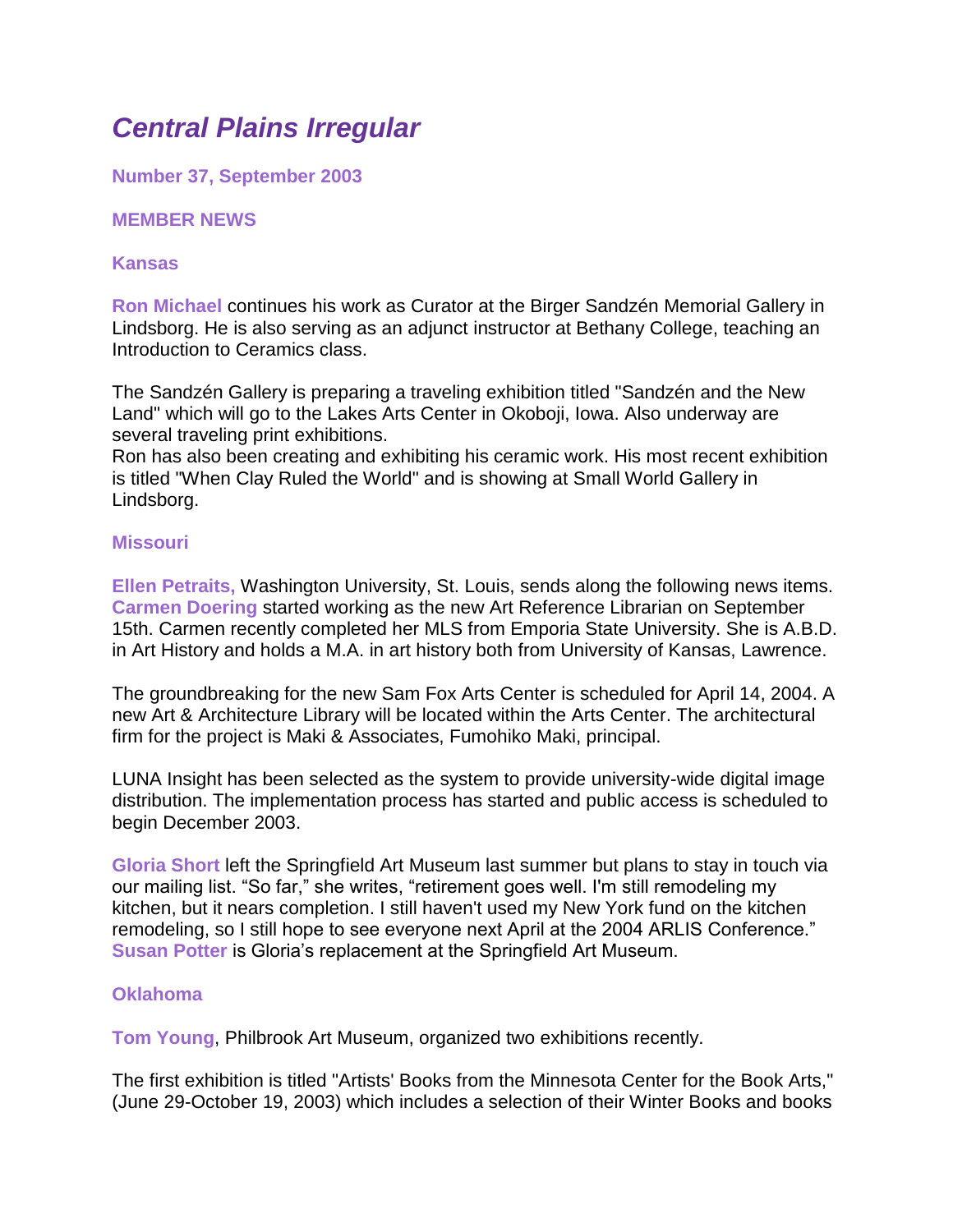# *Central Plains Irregular*

**Number 37, September 2003**

## MEMBER NEWS

### Kansas

**Ron Michael** continues his work as Curator at the Birger Sandzén Memorial Gallery in Lindsborg. He is also serving as an adjunct instructor at Bethany College, teaching an Introduction to Ceramics class.

The Sandzén Gallery is preparing a traveling exhibition titled "Sandzén and the New Land" which will go to the Lakes Arts Center in Okoboji, Iowa. Also underway are several traveling print exhibitions.
Ron has also been creating and exhibiting his ceramic work. His most recent exhibition is titled "When Clay Ruled the World" and is showing at Small World Gallery in Lindsborg.

### Missouri

**Ellen Petraits,** Washington University, St. Louis, sends along the following news items.
**Carmen Doering** started working as the new Art Reference Librarian on September 15th. Carmen recently completed her MLS from Emporia State University. She is A.B.D. in Art History and holds a M.A. in art history both from University of Kansas, Lawrence.

The groundbreaking for the new Sam Fox Arts Center is scheduled for April 14, 2004. A new Art & Architecture Library will be located within the Arts Center. The architectural firm for the project is Maki & Associates, Fumohiko Maki, principal.

LUNA Insight has been selected as the system to provide university-wide digital image distribution. The implementation process has started and public access is scheduled to begin December 2003.

**Gloria Short** left the Springfield Art Museum last summer but plans to stay in touch via our mailing list. "So far," she writes, "retirement goes well. I'm still remodeling my kitchen, but it nears completion. I still haven't used my New York fund on the kitchen remodeling, so I still hope to see everyone next April at the 2004 ARLIS Conference." **Susan Potter** is Gloria's replacement at the Springfield Art Museum.

### Oklahoma

**Tom Young**, Philbrook Art Museum, organized two exhibitions recently.

The first exhibition is titled "Artists' Books from the Minnesota Center for the Book Arts," (June 29-October 19, 2003) which includes a selection of their Winter Books and books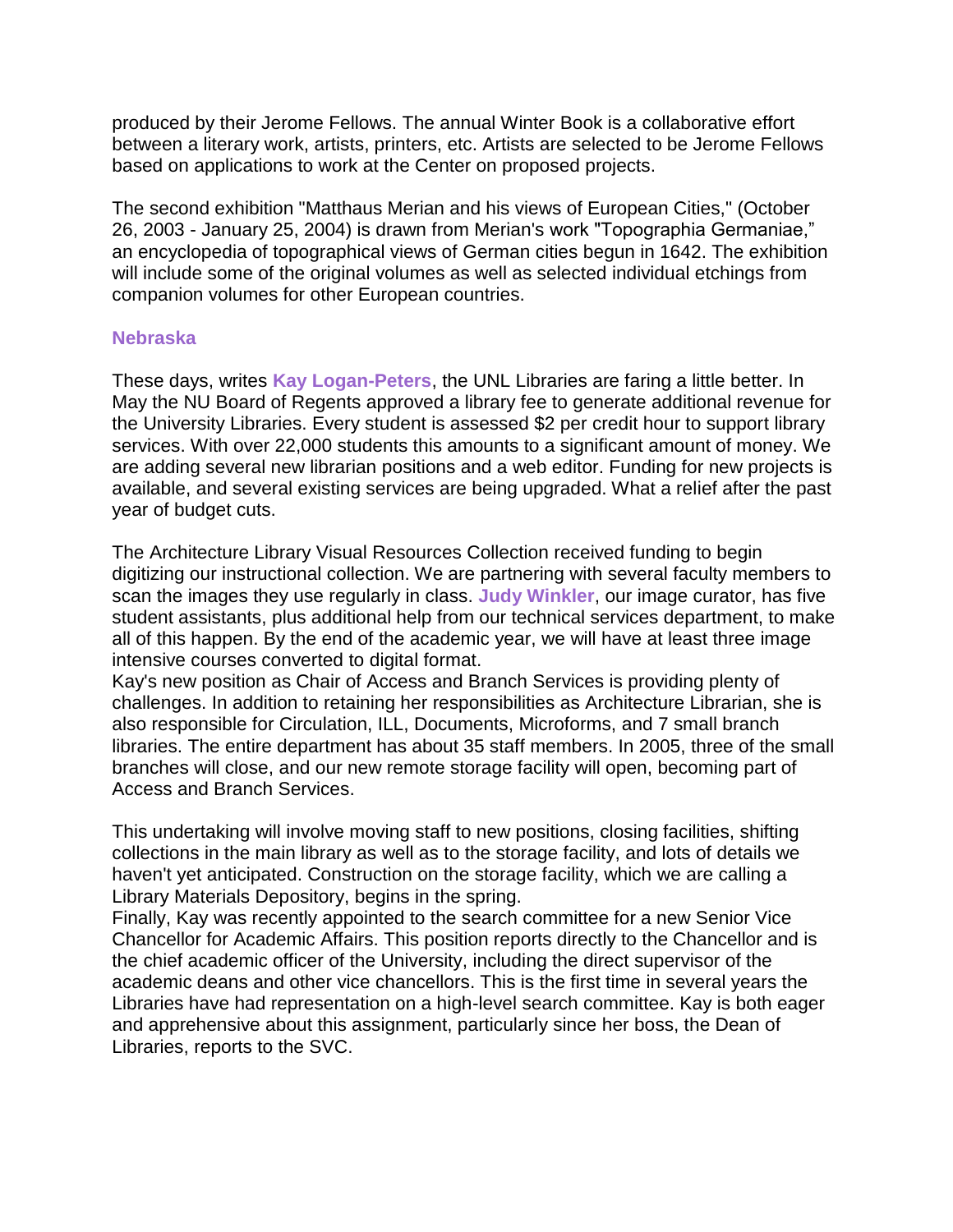produced by their Jerome Fellows. The annual Winter Book is a collaborative effort between a literary work, artists, printers, etc. Artists are selected to be Jerome Fellows based on applications to work at the Center on proposed projects.

The second exhibition "Matthaus Merian and his views of European Cities," (October 26, 2003 - January 25, 2004) is drawn from Merian's work "Topographia Germaniae," an encyclopedia of topographical views of German cities begun in 1642. The exhibition will include some of the original volumes as well as selected individual etchings from companion volumes for other European countries.

### Nebraska

These days, writes **Kay Logan-Peters**, the UNL Libraries are faring a little better. In May the NU Board of Regents approved a library fee to generate additional revenue for the University Libraries. Every student is assessed $2 per credit hour to support library services. With over 22,000 students this amounts to a significant amount of money. We are adding several new librarian positions and a web editor. Funding for new projects is available, and several existing services are being upgraded. What a relief after the past year of budget cuts.

The Architecture Library Visual Resources Collection received funding to begin digitizing our instructional collection. We are partnering with several faculty members to scan the images they use regularly in class. **Judy Winkler**, our image curator, has five student assistants, plus additional help from our technical services department, to make all of this happen. By the end of the academic year, we will have at least three image intensive courses converted to digital format.
Kay's new position as Chair of Access and Branch Services is providing plenty of challenges. In addition to retaining her responsibilities as Architecture Librarian, she is also responsible for Circulation, ILL, Documents, Microforms, and 7 small branch libraries. The entire department has about 35 staff members. In 2005, three of the small branches will close, and our new remote storage facility will open, becoming part of Access and Branch Services.

This undertaking will involve moving staff to new positions, closing facilities, shifting collections in the main library as well as to the storage facility, and lots of details we haven't yet anticipated. Construction on the storage facility, which we are calling a Library Materials Depository, begins in the spring.
Finally, Kay was recently appointed to the search committee for a new Senior Vice Chancellor for Academic Affairs. This position reports directly to the Chancellor and is the chief academic officer of the University, including the direct supervisor of the academic deans and other vice chancellors. This is the first time in several years the Libraries have had representation on a high-level search committee. Kay is both eager and apprehensive about this assignment, particularly since her boss, the Dean of Libraries, reports to the SVC.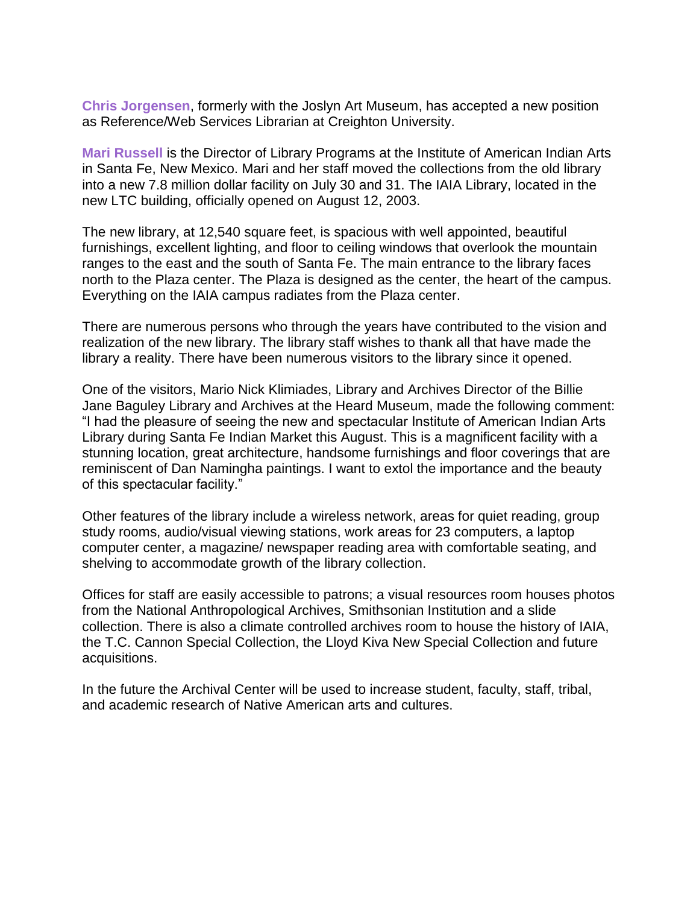**Chris Jorgensen**, formerly with the Joslyn Art Museum, has accepted a new position as Reference/Web Services Librarian at Creighton University.

**Mari Russell** is the Director of Library Programs at the Institute of American Indian Arts in Santa Fe, New Mexico. Mari and her staff moved the collections from the old library into a new 7.8 million dollar facility on July 30 and 31. The IAIA Library, located in the new LTC building, officially opened on August 12, 2003.

The new library, at 12,540 square feet, is spacious with well appointed, beautiful furnishings, excellent lighting, and floor to ceiling windows that overlook the mountain ranges to the east and the south of Santa Fe. The main entrance to the library faces north to the Plaza center. The Plaza is designed as the center, the heart of the campus. Everything on the IAIA campus radiates from the Plaza center.

There are numerous persons who through the years have contributed to the vision and realization of the new library. The library staff wishes to thank all that have made the library a reality. There have been numerous visitors to the library since it opened.

One of the visitors, Mario Nick Klimiades, Library and Archives Director of the Billie Jane Baguley Library and Archives at the Heard Museum, made the following comment: "I had the pleasure of seeing the new and spectacular Institute of American Indian Arts Library during Santa Fe Indian Market this August. This is a magnificent facility with a stunning location, great architecture, handsome furnishings and floor coverings that are reminiscent of Dan Namingha paintings. I want to extol the importance and the beauty of this spectacular facility."

Other features of the library include a wireless network, areas for quiet reading, group study rooms, audio/visual viewing stations, work areas for 23 computers, a laptop computer center, a magazine/ newspaper reading area with comfortable seating, and shelving to accommodate growth of the library collection.

Offices for staff are easily accessible to patrons; a visual resources room houses photos from the National Anthropological Archives, Smithsonian Institution and a slide collection. There is also a climate controlled archives room to house the history of IAIA, the T.C. Cannon Special Collection, the Lloyd Kiva New Special Collection and future acquisitions.

In the future the Archival Center will be used to increase student, faculty, staff, tribal, and academic research of Native American arts and cultures.